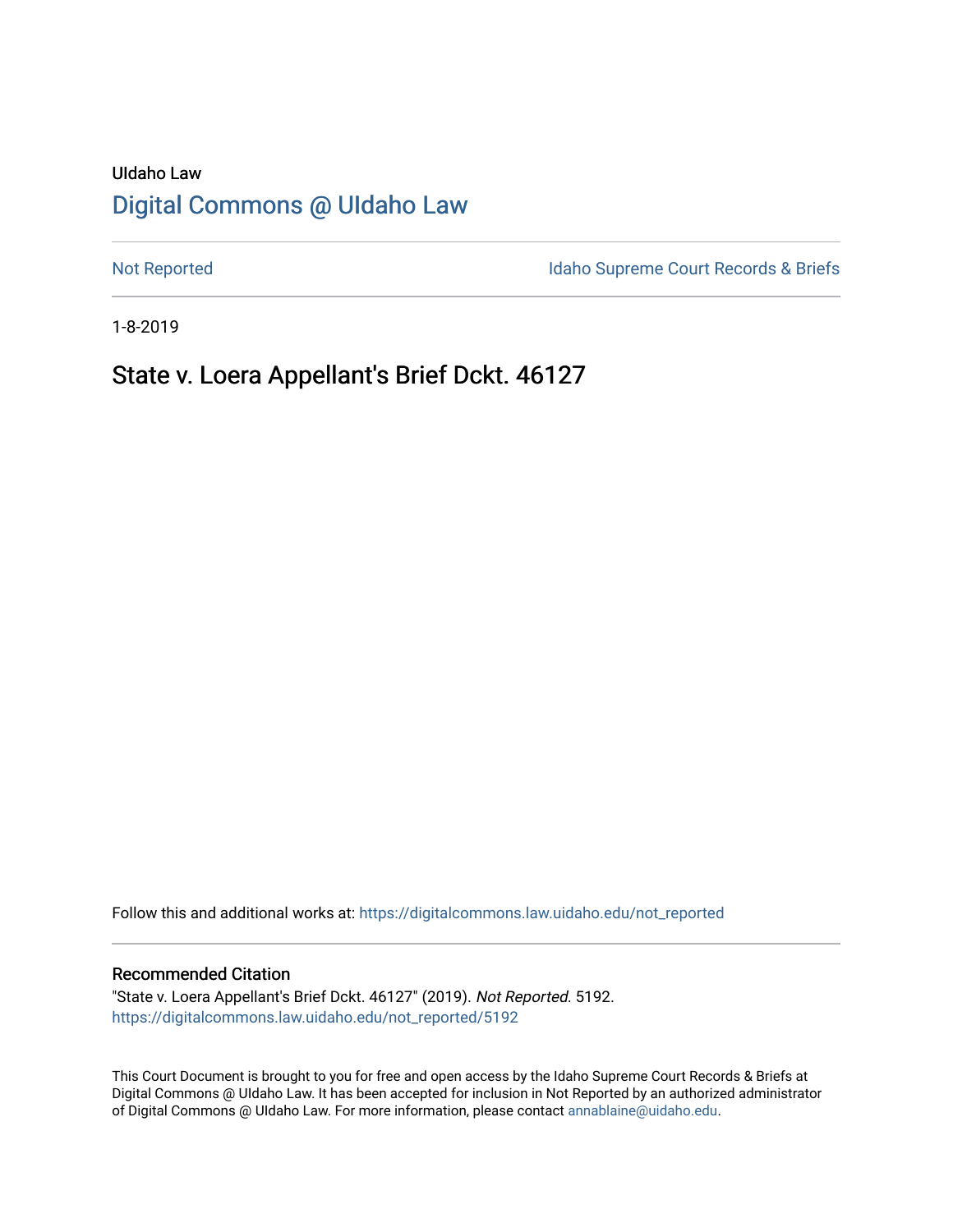UIdaho Law

# Digital Commons @ UIdaho Law

Not Reported

Idaho Supreme Court Records & Briefs

1-8-2019

## State v. Loera Appellant's Brief Dckt. 46127

Follow this and additional works at: https://digitalcommons.law.uidaho.edu/not_reported

### Recommended Citation

"State v. Loera Appellant's Brief Dckt. 46127" (2019). *Not Reported*. 5192.
https://digitalcommons.law.uidaho.edu/not_reported/5192

This Court Document is brought to you for free and open access by the Idaho Supreme Court Records & Briefs at Digital Commons @ UIdaho Law. It has been accepted for inclusion in Not Reported by an authorized administrator of Digital Commons @ UIdaho Law. For more information, please contact annablaine@uidaho.edu.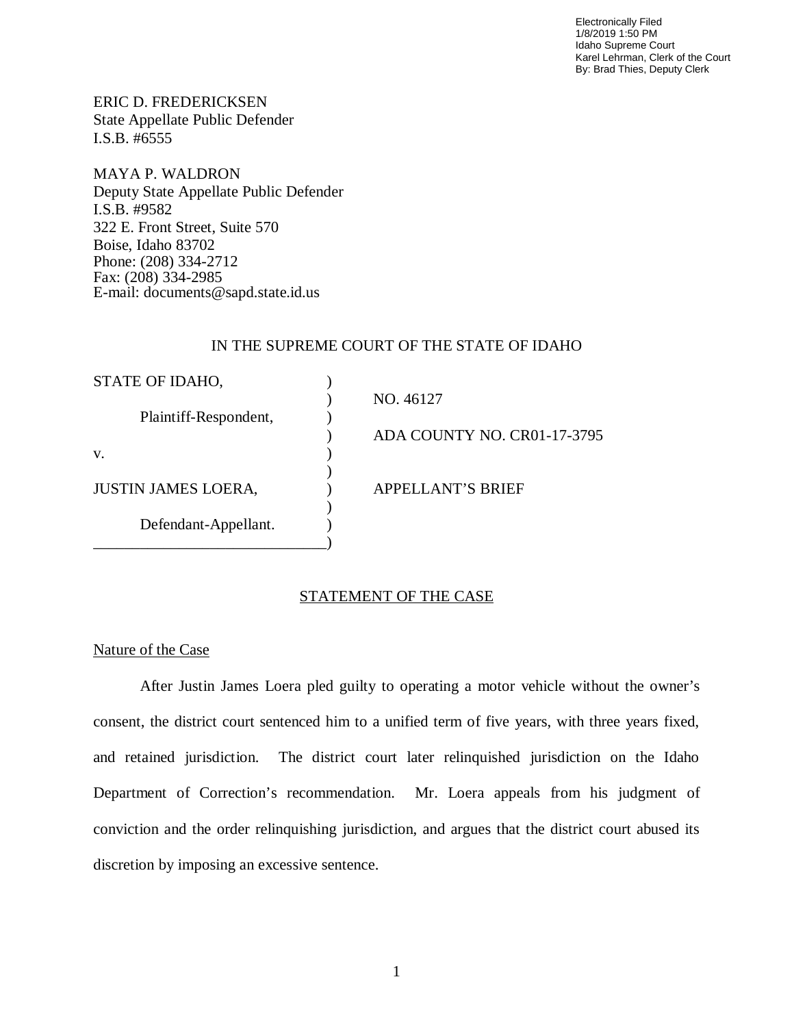Electronically Filed
1/8/2019 1:50 PM
Idaho Supreme Court
Karel Lehrman, Clerk of the Court
By: Brad Thies, Deputy Clerk

ERIC D. FREDERICKSEN
State Appellate Public Defender
I.S.B. #6555

MAYA P. WALDRON
Deputy State Appellate Public Defender
I.S.B. #9582
322 E. Front Street, Suite 570
Boise, Idaho 83702
Phone: (208) 334-2712
Fax: (208) 334-2985
E-mail: documents@sapd.state.id.us

IN THE SUPREME COURT OF THE STATE OF IDAHO

| | | |
|---|---|---|
| STATE OF IDAHO, | ) | |
| | ) | NO. 46127 |
| Plaintiff-Respondent, | ) | |
| | ) | ADA COUNTY NO. CR01-17-3795 |
| v. | ) | |
| | ) | |
| JUSTIN JAMES LOERA, | ) | APPELLANT'S BRIEF |
| | ) | |
| Defendant-Appellant. | ) | |

## STATEMENT OF THE CASE

### Nature of the Case

After Justin James Loera pled guilty to operating a motor vehicle without the owner's consent, the district court sentenced him to a unified term of five years, with three years fixed, and retained jurisdiction. The district court later relinquished jurisdiction on the Idaho Department of Correction's recommendation. Mr. Loera appeals from his judgment of conviction and the order relinquishing jurisdiction, and argues that the district court abused its discretion by imposing an excessive sentence.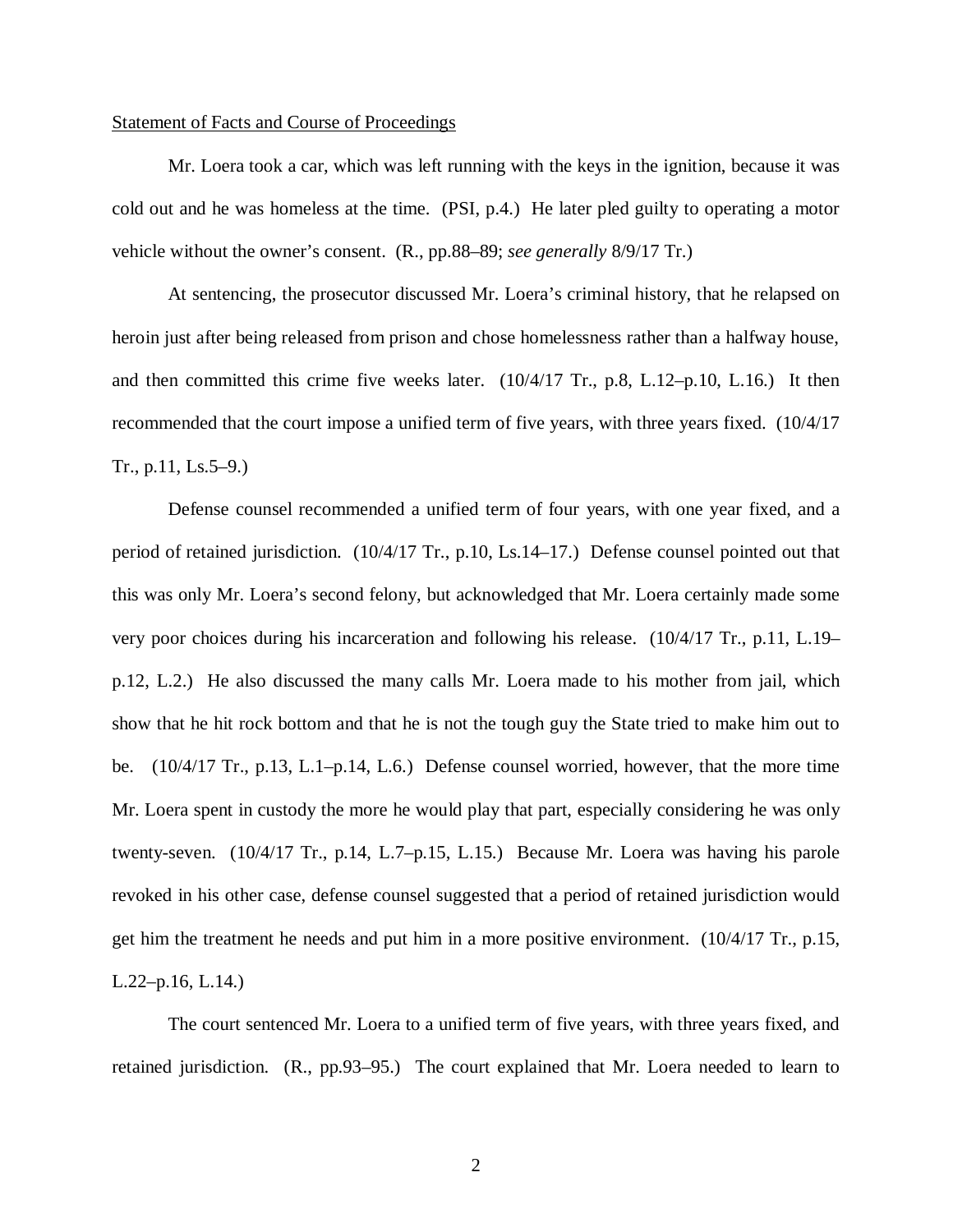Statement of Facts and Course of Proceedings

Mr. Loera took a car, which was left running with the keys in the ignition, because it was cold out and he was homeless at the time. (PSI, p.4.) He later pled guilty to operating a motor vehicle without the owner's consent. (R., pp.88–89; *see generally* 8/9/17 Tr.)

At sentencing, the prosecutor discussed Mr. Loera's criminal history, that he relapsed on heroin just after being released from prison and chose homelessness rather than a halfway house, and then committed this crime five weeks later. (10/4/17 Tr., p.8, L.12–p.10, L.16.) It then recommended that the court impose a unified term of five years, with three years fixed. (10/4/17 Tr., p.11, Ls.5–9.)

Defense counsel recommended a unified term of four years, with one year fixed, and a period of retained jurisdiction. (10/4/17 Tr., p.10, Ls.14–17.) Defense counsel pointed out that this was only Mr. Loera's second felony, but acknowledged that Mr. Loera certainly made some very poor choices during his incarceration and following his release. (10/4/17 Tr., p.11, L.19–p.12, L.2.) He also discussed the many calls Mr. Loera made to his mother from jail, which show that he hit rock bottom and that he is not the tough guy the State tried to make him out to be. (10/4/17 Tr., p.13, L.1–p.14, L.6.) Defense counsel worried, however, that the more time Mr. Loera spent in custody the more he would play that part, especially considering he was only twenty-seven. (10/4/17 Tr., p.14, L.7–p.15, L.15.) Because Mr. Loera was having his parole revoked in his other case, defense counsel suggested that a period of retained jurisdiction would get him the treatment he needs and put him in a more positive environment. (10/4/17 Tr., p.15, L.22–p.16, L.14.)

The court sentenced Mr. Loera to a unified term of five years, with three years fixed, and retained jurisdiction. (R., pp.93–95.) The court explained that Mr. Loera needed to learn to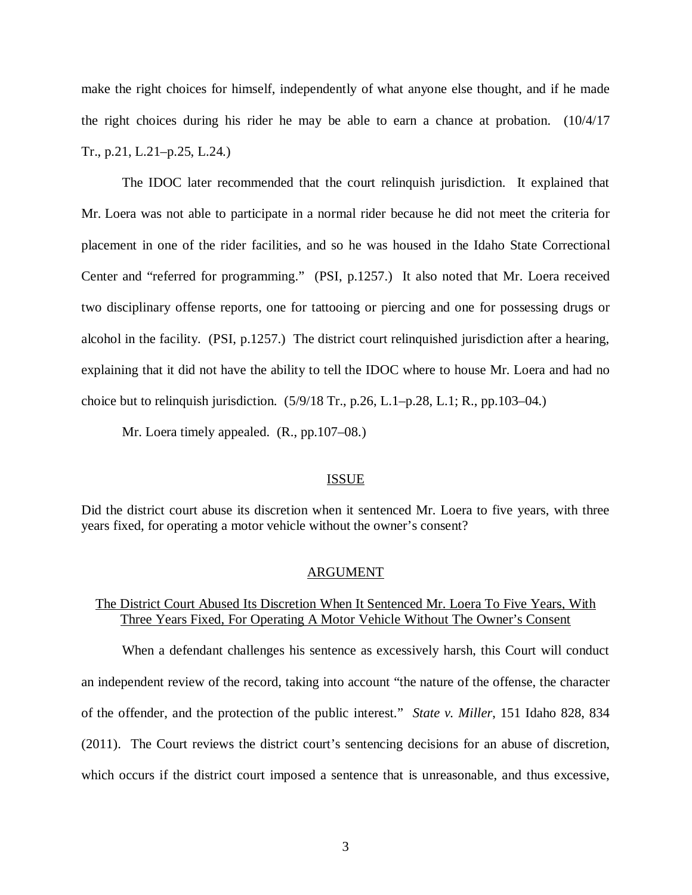make the right choices for himself, independently of what anyone else thought, and if he made the right choices during his rider he may be able to earn a chance at probation. (10/4/17 Tr., p.21, L.21–p.25, L.24.)

The IDOC later recommended that the court relinquish jurisdiction. It explained that Mr. Loera was not able to participate in a normal rider because he did not meet the criteria for placement in one of the rider facilities, and so he was housed in the Idaho State Correctional Center and "referred for programming." (PSI, p.1257.) It also noted that Mr. Loera received two disciplinary offense reports, one for tattooing or piercing and one for possessing drugs or alcohol in the facility. (PSI, p.1257.) The district court relinquished jurisdiction after a hearing, explaining that it did not have the ability to tell the IDOC where to house Mr. Loera and had no choice but to relinquish jurisdiction. (5/9/18 Tr., p.26, L.1–p.28, L.1; R., pp.103–04.)

Mr. Loera timely appealed. (R., pp.107–08.)

## ISSUE

Did the district court abuse its discretion when it sentenced Mr. Loera to five years, with three years fixed, for operating a motor vehicle without the owner's consent?

## ARGUMENT

### The District Court Abused Its Discretion When It Sentenced Mr. Loera To Five Years, With Three Years Fixed, For Operating A Motor Vehicle Without The Owner's Consent

When a defendant challenges his sentence as excessively harsh, this Court will conduct an independent review of the record, taking into account "the nature of the offense, the character of the offender, and the protection of the public interest." *State v. Miller*, 151 Idaho 828, 834 (2011). The Court reviews the district court's sentencing decisions for an abuse of discretion, which occurs if the district court imposed a sentence that is unreasonable, and thus excessive,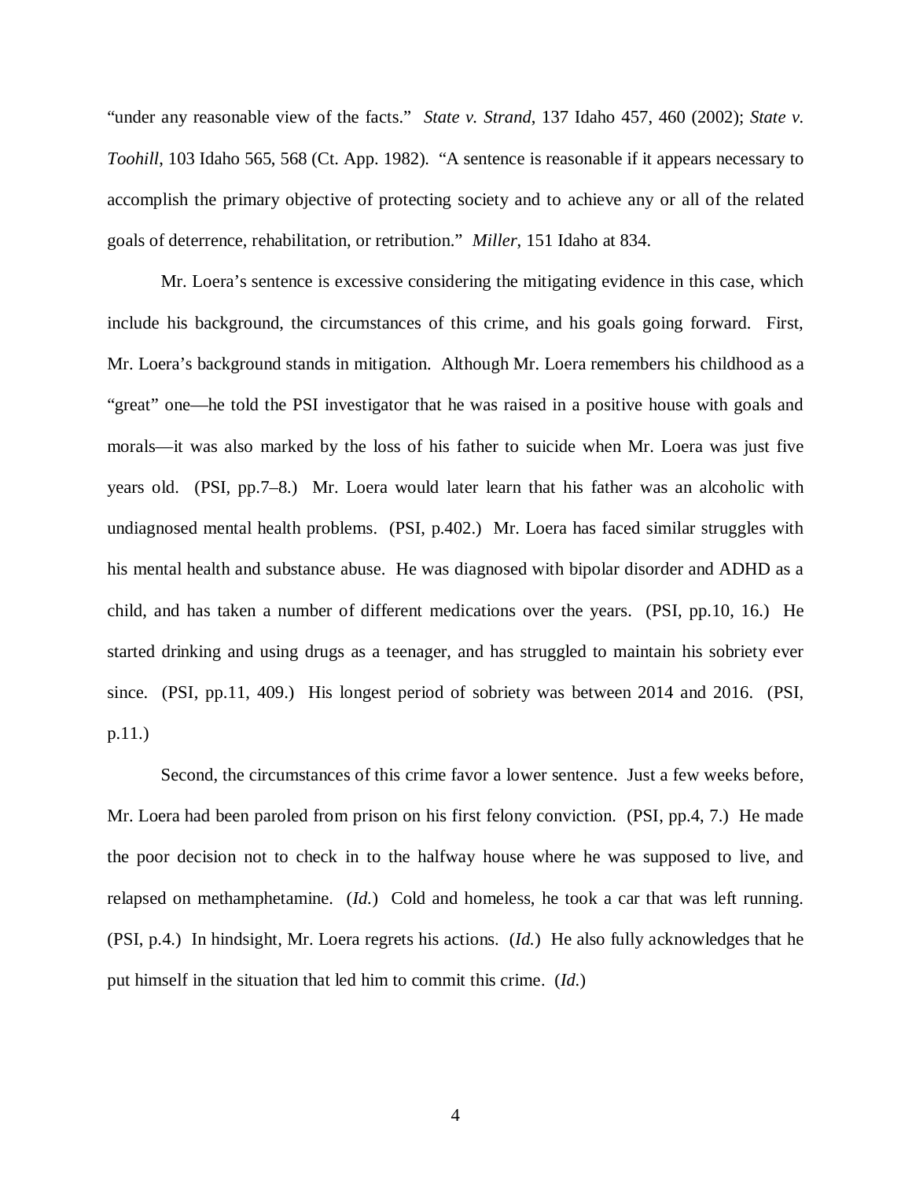"under any reasonable view of the facts." *State v. Strand*, 137 Idaho 457, 460 (2002); *State v. Toohill*, 103 Idaho 565, 568 (Ct. App. 1982). "A sentence is reasonable if it appears necessary to accomplish the primary objective of protecting society and to achieve any or all of the related goals of deterrence, rehabilitation, or retribution." *Miller*, 151 Idaho at 834.

Mr. Loera's sentence is excessive considering the mitigating evidence in this case, which include his background, the circumstances of this crime, and his goals going forward. First, Mr. Loera's background stands in mitigation. Although Mr. Loera remembers his childhood as a "great" one—he told the PSI investigator that he was raised in a positive house with goals and morals—it was also marked by the loss of his father to suicide when Mr. Loera was just five years old. (PSI, pp.7–8.) Mr. Loera would later learn that his father was an alcoholic with undiagnosed mental health problems. (PSI, p.402.) Mr. Loera has faced similar struggles with his mental health and substance abuse. He was diagnosed with bipolar disorder and ADHD as a child, and has taken a number of different medications over the years. (PSI, pp.10, 16.) He started drinking and using drugs as a teenager, and has struggled to maintain his sobriety ever since. (PSI, pp.11, 409.) His longest period of sobriety was between 2014 and 2016. (PSI, p.11.)

Second, the circumstances of this crime favor a lower sentence. Just a few weeks before, Mr. Loera had been paroled from prison on his first felony conviction. (PSI, pp.4, 7.) He made the poor decision not to check in to the halfway house where he was supposed to live, and relapsed on methamphetamine. (*Id.*) Cold and homeless, he took a car that was left running. (PSI, p.4.) In hindsight, Mr. Loera regrets his actions. (*Id.*) He also fully acknowledges that he put himself in the situation that led him to commit this crime. (*Id.*)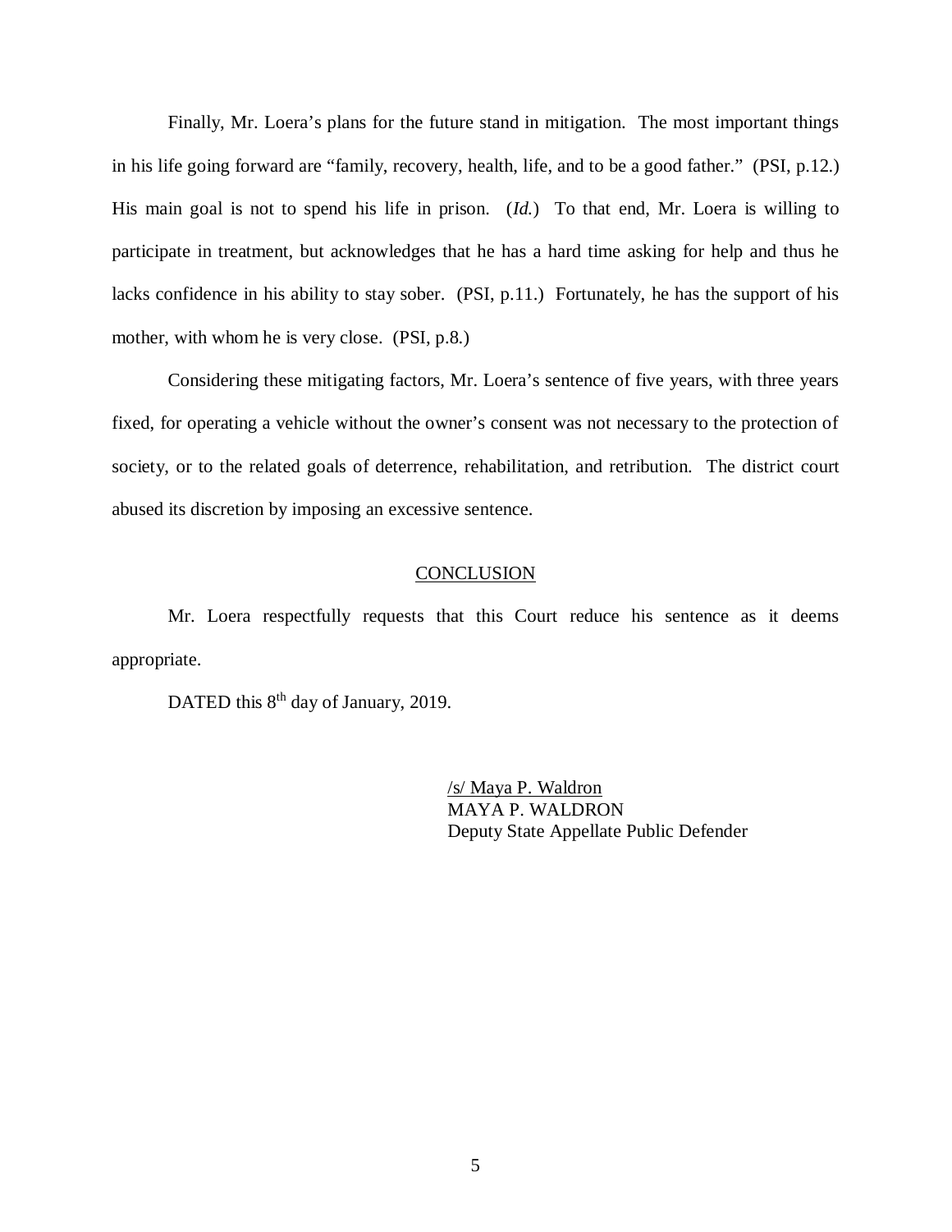Finally, Mr. Loera's plans for the future stand in mitigation. The most important things in his life going forward are "family, recovery, health, life, and to be a good father." (PSI, p.12.) His main goal is not to spend his life in prison. (*Id.*) To that end, Mr. Loera is willing to participate in treatment, but acknowledges that he has a hard time asking for help and thus he lacks confidence in his ability to stay sober. (PSI, p.11.) Fortunately, he has the support of his mother, with whom he is very close. (PSI, p.8.)

Considering these mitigating factors, Mr. Loera's sentence of five years, with three years fixed, for operating a vehicle without the owner's consent was not necessary to the protection of society, or to the related goals of deterrence, rehabilitation, and retribution. The district court abused its discretion by imposing an excessive sentence.

## CONCLUSION

Mr. Loera respectfully requests that this Court reduce his sentence as it deems appropriate.

DATED this 8th day of January, 2019.

/s/ Maya P. Waldron
MAYA P. WALDRON
Deputy State Appellate Public Defender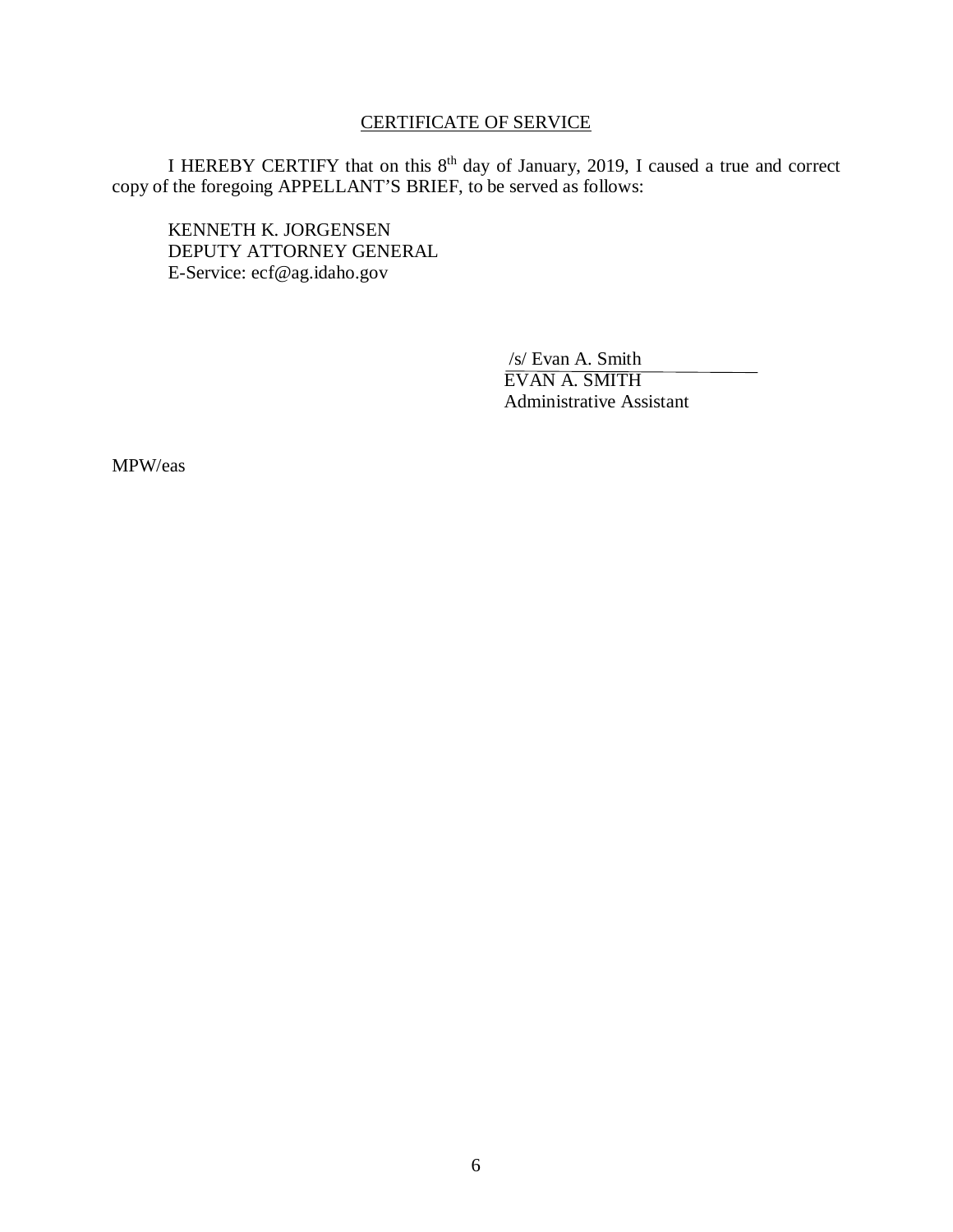CERTIFICATE OF SERVICE

I HEREBY CERTIFY that on this 8th day of January, 2019, I caused a true and correct copy of the foregoing APPELLANT'S BRIEF, to be served as follows:

KENNETH K. JORGENSEN
DEPUTY ATTORNEY GENERAL
E-Service: ecf@ag.idaho.gov

/s/ Evan A. Smith
EVAN A. SMITH
Administrative Assistant

MPW/eas